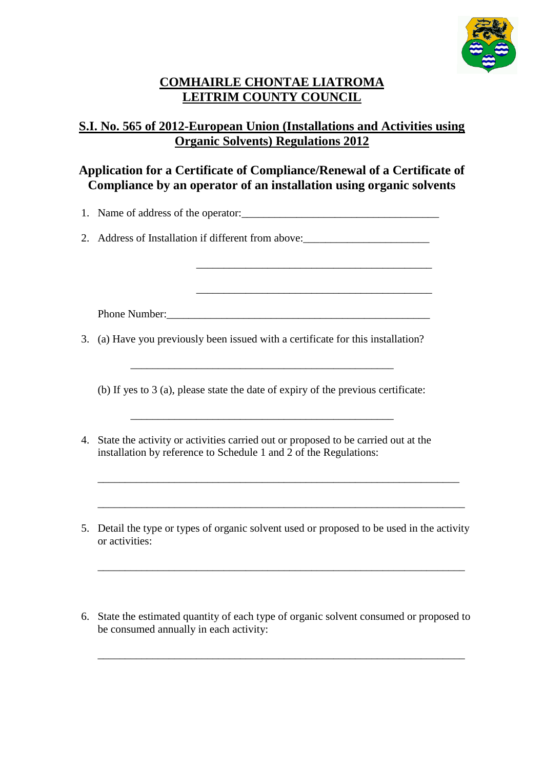# COMHAIRLE CHONTAE LIATROMA
# LEITRIM COUNTY COUNCIL

## S.I. No. 565 of 2012-European Union (Installations and Activities using Organic Solvents) Regulations 2012

## Application for a Certificate of Compliance/Renewal of a Certificate of Compliance by an operator of an installation using organic solvents

1. Name of address of the operator:___________________________________

2. Address of Installation if different from above:______________________

   ___________________________________________

   ___________________________________________

   Phone Number:_______________________________________________

3. (a) Have you previously been issued with a certificate for this installation?

   _______________________________________________

   (b) If yes to 3 (a), please state the date of expiry of the previous certificate:

   _______________________________________________

4. State the activity or activities carried out or proposed to be carried out at the installation by reference to Schedule 1 and 2 of the Regulations:

   __________________________________________________________________

   __________________________________________________________________

5. Detail the type or types of organic solvent used or proposed to be used in the activity or activities:

   __________________________________________________________________

6. State the estimated quantity of each type of organic solvent consumed or proposed to be consumed annually in each activity:

   __________________________________________________________________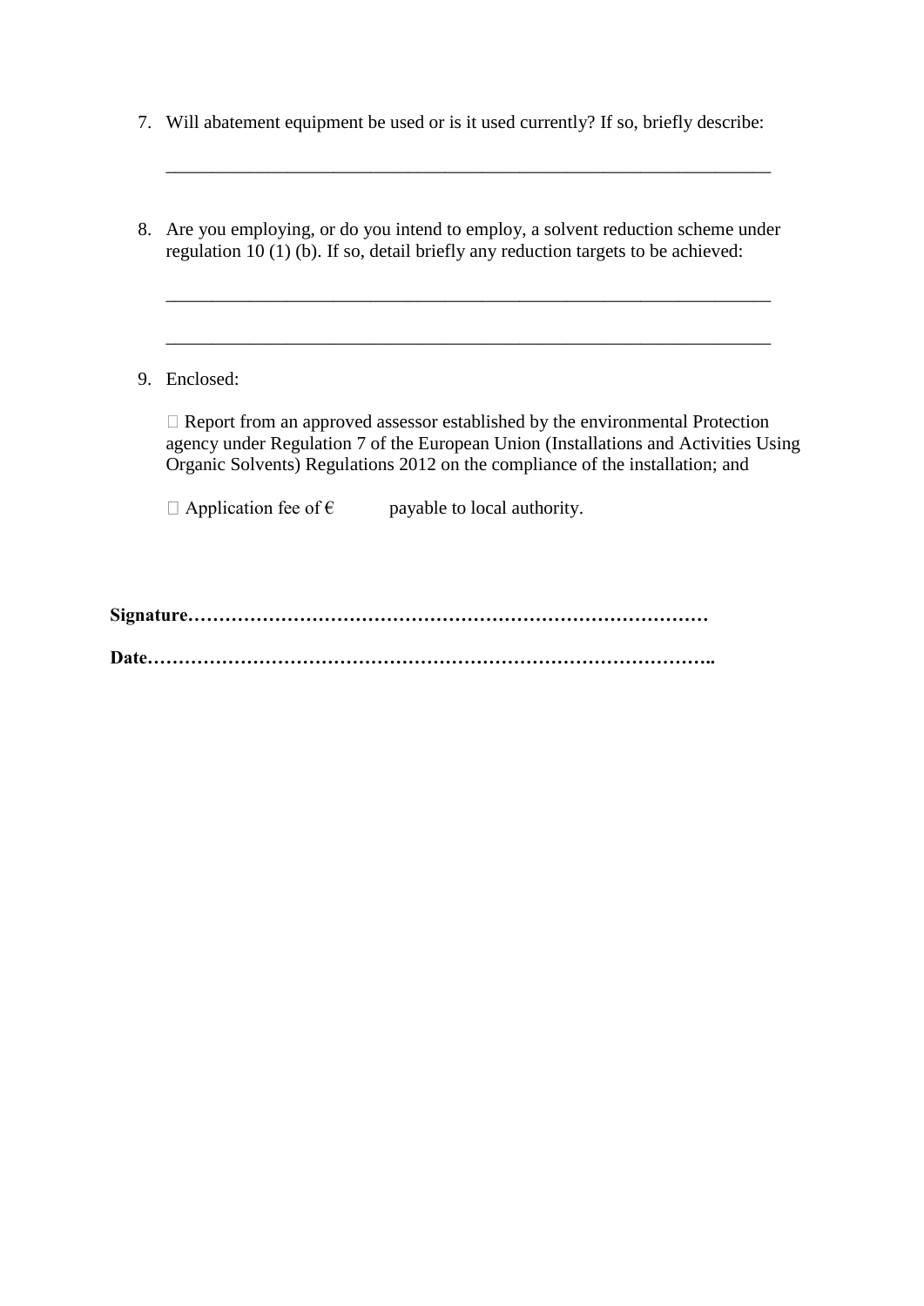7. Will abatement equipment be used or is it used currently? If so, briefly describe:

   ___________________________________________________________________

8. Are you employing, or do you intend to employ, a solvent reduction scheme under regulation 10 (1) (b). If so, detail briefly any reduction targets to be achieved:

   ___________________________________________________________________

   ___________________________________________________________________

9. Enclosed:

   ☐ Report from an approved assessor established by the environmental Protection agency under Regulation 7 of the European Union (Installations and Activities Using Organic Solvents) Regulations 2012 on the compliance of the installation; and

   ☐ Application fee of €          payable to local authority.

**Signature…………………………………………………………………………**

**Date……………………………………………………………………………..**